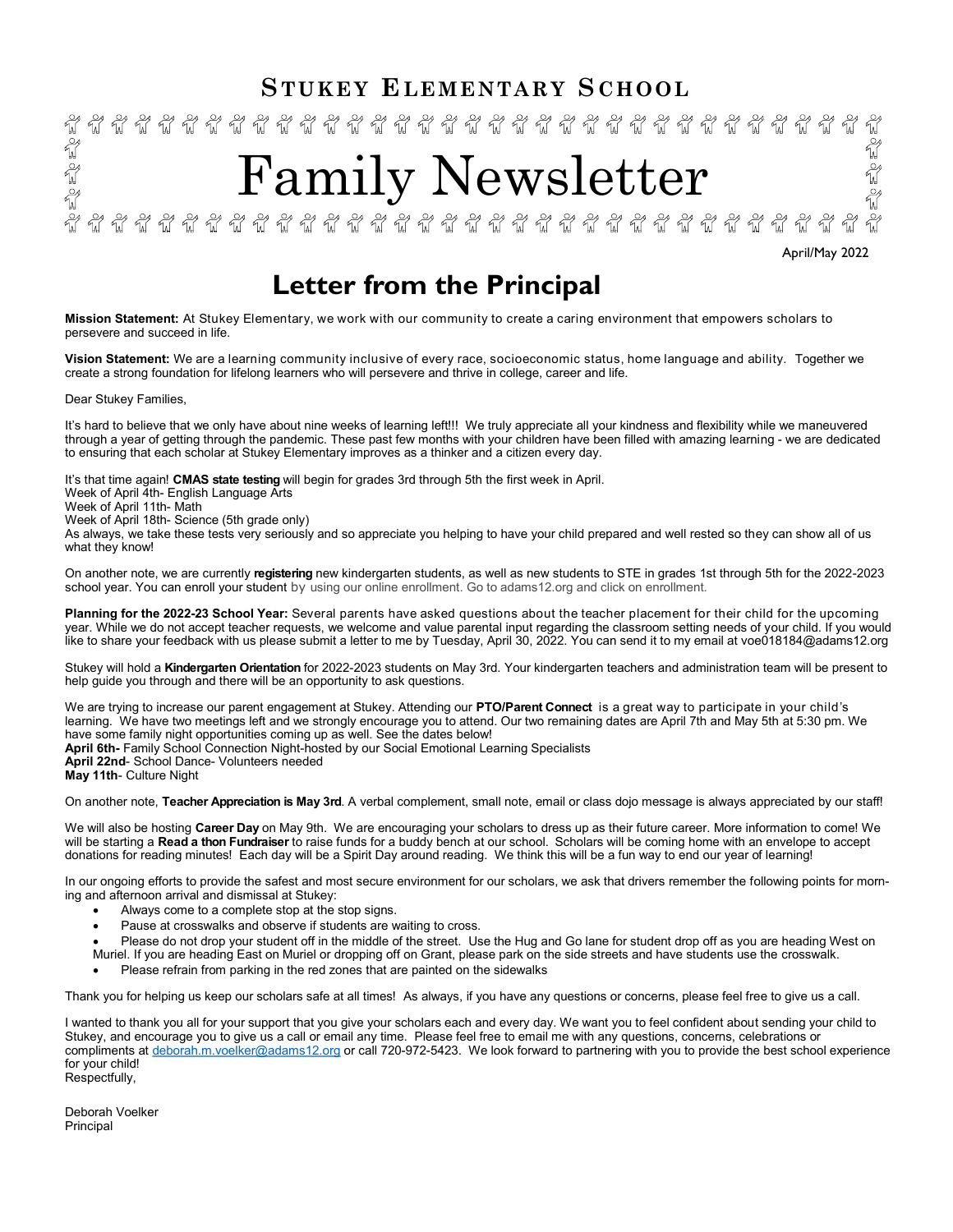# STUKEY ELEMENTARY SCHOOL

# Family Newsletter

April/May 2022

## Letter from the Principal

**Mission Statement:** At Stukey Elementary, we work with our community to create a caring environment that empowers scholars to persevere and succeed in life.

**Vision Statement:** We are a learning community inclusive of every race, socioeconomic status, home language and ability. Together we create a strong foundation for lifelong learners who will persevere and thrive in college, career and life.

Dear Stukey Families,

It's hard to believe that we only have about nine weeks of learning left!!! We truly appreciate all your kindness and flexibility while we maneuvered through a year of getting through the pandemic. These past few months with your children have been filled with amazing learning - we are dedicated to ensuring that each scholar at Stukey Elementary improves as a thinker and a citizen every day.

It's that time again! **CMAS state testing** will begin for grades 3rd through 5th the first week in April.
Week of April 4th- English Language Arts
Week of April 11th- Math
Week of April 18th- Science (5th grade only)
As always, we take these tests very seriously and so appreciate you helping to have your child prepared and well rested so they can show all of us what they know!

On another note, we are currently **registering** new kindergarten students, as well as new students to STE in grades 1st through 5th for the 2022-2023 school year. You can enroll your student by using our online enrollment. Go to adams12.org and click on enrollment.

**Planning for the 2022-23 School Year:** Several parents have asked questions about the teacher placement for their child for the upcoming year. While we do not accept teacher requests, we welcome and value parental input regarding the classroom setting needs of your child. If you would like to share your feedback with us please submit a letter to me by Tuesday, April 30, 2022. You can send it to my email at voe018184@adams12.org

Stukey will hold a **Kindergarten Orientation** for 2022-2023 students on May 3rd. Your kindergarten teachers and administration team will be present to help guide you through and there will be an opportunity to ask questions.

We are trying to increase our parent engagement at Stukey. Attending our **PTO/Parent Connect** is a great way to participate in your child's learning. We have two meetings left and we strongly encourage you to attend. Our two remaining dates are April 7th and May 5th at 5:30 pm. We have some family night opportunities coming up as well. See the dates below!
**April 6th-** Family School Connection Night-hosted by our Social Emotional Learning Specialists
**April 22nd**- School Dance- Volunteers needed
**May 11th**- Culture Night

On another note, **Teacher Appreciation is May 3rd**. A verbal complement, small note, email or class dojo message is always appreciated by our staff!

We will also be hosting **Career Day** on May 9th. We are encouraging your scholars to dress up as their future career. More information to come! We will be starting a **Read a thon Fundraiser** to raise funds for a buddy bench at our school. Scholars will be coming home with an envelope to accept donations for reading minutes! Each day will be a Spirit Day around reading. We think this will be a fun way to end our year of learning!

In our ongoing efforts to provide the safest and most secure environment for our scholars, we ask that drivers remember the following points for morning and afternoon arrival and dismissal at Stukey:

- Always come to a complete stop at the stop signs.
- Pause at crosswalks and observe if students are waiting to cross.
- Please do not drop your student off in the middle of the street. Use the Hug and Go lane for student drop off as you are heading West on Muriel. If you are heading East on Muriel or dropping off on Grant, please park on the side streets and have students use the crosswalk.
- Please refrain from parking in the red zones that are painted on the sidewalks

Thank you for helping us keep our scholars safe at all times! As always, if you have any questions or concerns, please feel free to give us a call.

I wanted to thank you all for your support that you give your scholars each and every day. We want you to feel confident about sending your child to Stukey, and encourage you to give us a call or email any time. Please feel free to email me with any questions, concerns, celebrations or compliments at deborah.m.voelker@adams12.org or call 720-972-5423. We look forward to partnering with you to provide the best school experience for your child!
Respectfully,

Deborah Voelker
Principal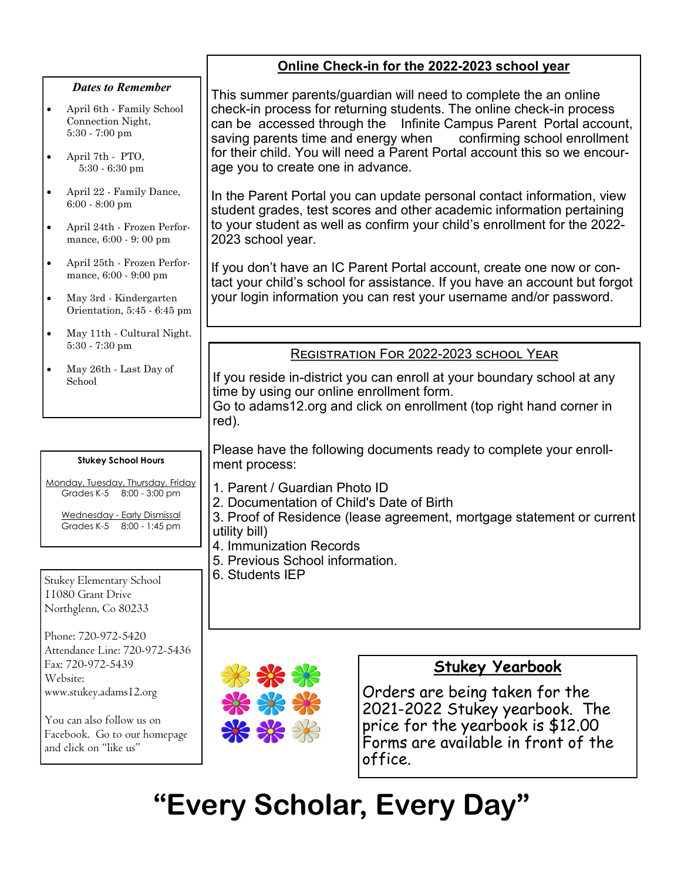### *Dates to Remember*

- April 6th - Family School Connection Night, 5:30 - 7:00 pm
- April 7th - PTO, 5:30 - 6:30 pm
- April 22 - Family Dance, 6:00 - 8:00 pm
- April 24th - Frozen Performance, 6:00 - 9: 00 pm
- April 25th - Frozen Performance, 6:00 - 9:00 pm
- May 3rd - Kindergarten Orientation, 5:45 - 6:45 pm
- May 11th - Cultural Night. 5:30 - 7:30 pm
- May 26th - Last Day of School

### Stukey School Hours

Monday, Tuesday, Thursday, Friday
Grades K-5 8:00 - 3:00 pm

Wednesday - Early Dismissal
Grades K-5 8:00 - 1:45 pm

Stukey Elementary School
11080 Grant Drive
Northglenn, Co 80233

Phone: 720-972-5420
Attendance Line: 720-972-5436
Fax: 720-972-5439
Website:
www.stukey.adams12.org

You can also follow us on Facebook. Go to our homepage and click on "like us"

## Online Check-in for the 2022-2023 school year

This summer parents/guardian will need to complete the an online check-in process for returning students. The online check-in process can be accessed through the Infinite Campus Parent Portal account, saving parents time and energy when confirming school enrollment for their child. You will need a Parent Portal account this so we encourage you to create one in advance.

In the Parent Portal you can update personal contact information, view student grades, test scores and other academic information pertaining to your student as well as confirm your child's enrollment for the 2022-2023 school year.

If you don't have an IC Parent Portal account, create one now or contact your child's school for assistance. If you have an account but forgot your login information you can rest your username and/or password.

## Registration For 2022-2023 school Year

If you reside in-district you can enroll at your boundary school at any time by using our online enrollment form.
Go to adams12.org and click on enrollment (top right hand corner in red).

Please have the following documents ready to complete your enrollment process:

1. Parent / Guardian Photo ID
2. Documentation of Child's Date of Birth
3. Proof of Residence (lease agreement, mortgage statement or current utility bill)
4. Immunization Records
5. Previous School information.
6. Students IEP

## Stukey Yearbook

Orders are being taken for the 2021-2022 Stukey yearbook. The price for the yearbook is $12.00 Forms are available in front of the office.

# "Every Scholar, Every Day"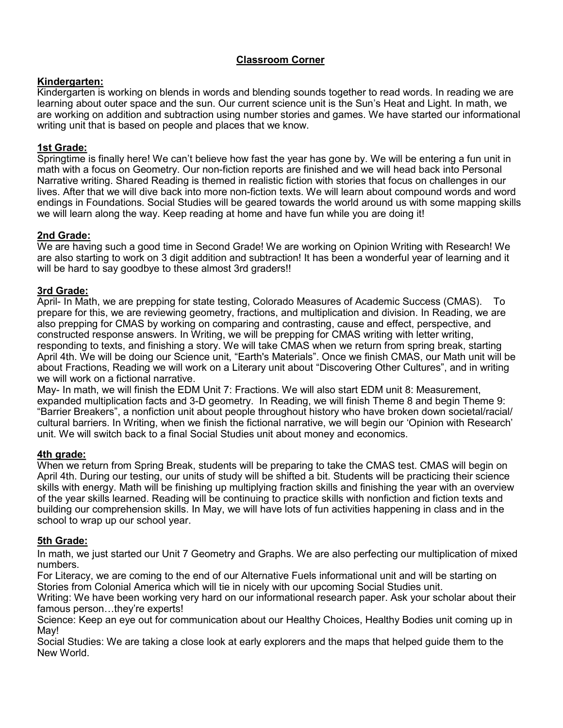# Classroom Corner

## Kindergarten:

Kindergarten is working on blends in words and blending sounds together to read words. In reading we are learning about outer space and the sun. Our current science unit is the Sun's Heat and Light. In math, we are working on addition and subtraction using number stories and games. We have started our informational writing unit that is based on people and places that we know.

## 1st Grade:

Springtime is finally here! We can't believe how fast the year has gone by. We will be entering a fun unit in math with a focus on Geometry. Our non-fiction reports are finished and we will head back into Personal Narrative writing. Shared Reading is themed in realistic fiction with stories that focus on challenges in our lives. After that we will dive back into more non-fiction texts. We will learn about compound words and word endings in Foundations. Social Studies will be geared towards the world around us with some mapping skills we will learn along the way. Keep reading at home and have fun while you are doing it!

## 2nd Grade:

We are having such a good time in Second Grade! We are working on Opinion Writing with Research! We are also starting to work on 3 digit addition and subtraction! It has been a wonderful year of learning and it will be hard to say goodbye to these almost 3rd graders!!

## 3rd Grade:

April- In Math, we are prepping for state testing, Colorado Measures of Academic Success (CMAS). To prepare for this, we are reviewing geometry, fractions, and multiplication and division. In Reading, we are also prepping for CMAS by working on comparing and contrasting, cause and effect, perspective, and constructed response answers. In Writing, we will be prepping for CMAS writing with letter writing, responding to texts, and finishing a story. We will take CMAS when we return from spring break, starting April 4th. We will be doing our Science unit, "Earth's Materials". Once we finish CMAS, our Math unit will be about Fractions, Reading we will work on a Literary unit about "Discovering Other Cultures", and in writing we will work on a fictional narrative.

May- In math, we will finish the EDM Unit 7: Fractions. We will also start EDM unit 8: Measurement, expanded multiplication facts and 3-D geometry. In Reading, we will finish Theme 8 and begin Theme 9: "Barrier Breakers", a nonfiction unit about people throughout history who have broken down societal/racial/cultural barriers. In Writing, when we finish the fictional narrative, we will begin our 'Opinion with Research' unit. We will switch back to a final Social Studies unit about money and economics.

## 4th grade:

When we return from Spring Break, students will be preparing to take the CMAS test. CMAS will begin on April 4th. During our testing, our units of study will be shifted a bit. Students will be practicing their science skills with energy. Math will be finishing up multiplying fraction skills and finishing the year with an overview of the year skills learned. Reading will be continuing to practice skills with nonfiction and fiction texts and building our comprehension skills. In May, we will have lots of fun activities happening in class and in the school to wrap up our school year.

## 5th Grade:

In math, we just started our Unit 7 Geometry and Graphs. We are also perfecting our multiplication of mixed numbers.

For Literacy, we are coming to the end of our Alternative Fuels informational unit and will be starting on Stories from Colonial America which will tie in nicely with our upcoming Social Studies unit.

Writing: We have been working very hard on our informational research paper. Ask your scholar about their famous person…they're experts!

Science: Keep an eye out for communication about our Healthy Choices, Healthy Bodies unit coming up in May!

Social Studies: We are taking a close look at early explorers and the maps that helped guide them to the New World.